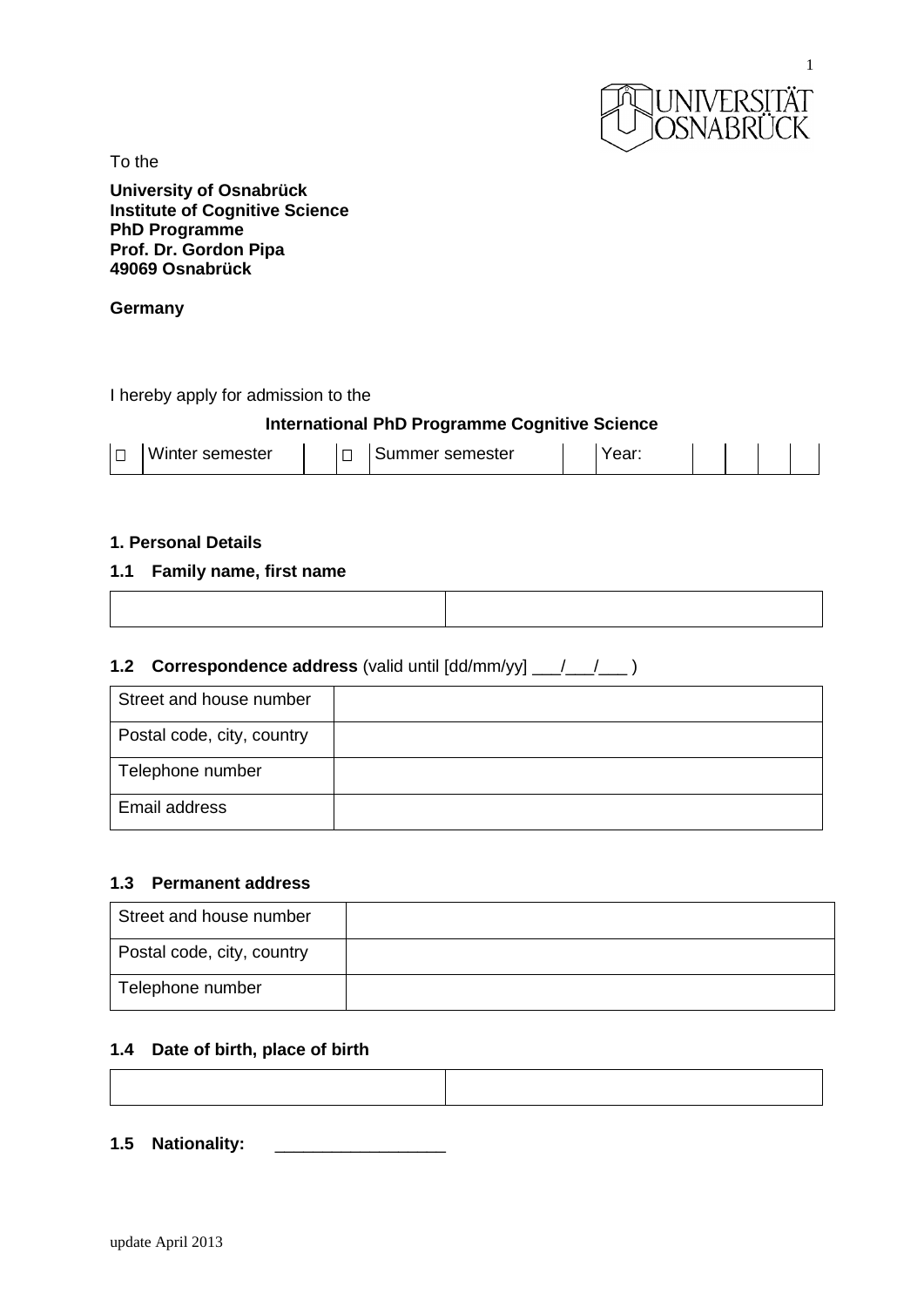To the

**University of Osnabrück**
**Institute of Cognitive Science**
**PhD Programme**
**Prof. Dr. Gordon Pipa**
**49069 Osnabrück**

**Germany**

I hereby apply for admission to the

**International PhD Programme Cognitive Science**

| ☐ | Winter semester | | ☐ | Summer semester | | Year: | | | | |
|---|---|---|---|---|---|---|---|---|---|---|

### 1. Personal Details

### 1.1 Family name, first name

| | |
|---|---|
| | |

### 1.2 Correspondence address (valid until [dd/mm/yy] ___/___/___ )

| | |
|---|---|
| Street and house number | |
| Postal code, city, country | |
| Telephone number | |
| Email address | |

### 1.3 Permanent address

| | |
|---|---|
| Street and house number | |
| Postal code, city, country | |
| Telephone number | |

### 1.4 Date of birth, place of birth

| | |
|---|---|
| | |

**1.5 Nationality:** __________________

update April 2013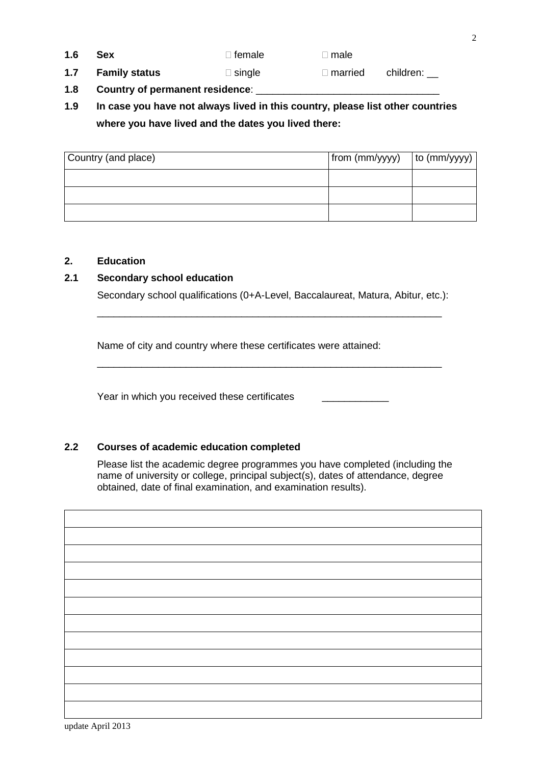**1.6 Sex** ☐ female ☐ male

**1.7 Family status** ☐ single ☐ married children: __

**1.8 Country of permanent residence**: ________________________________

**1.9 In case you have not always lived in this country, please list other countries where you have lived and the dates you lived there:**

| Country (and place) | from (mm/yyyy) | to (mm/yyyy) |
|---|---|---|
| | | |
| | | |
| | | |

## 2. Education

### 2.1 Secondary school education

Secondary school qualifications (0+A-Level, Baccalaureat, Matura, Abitur, etc.):

_________________________________________________________________

Name of city and country where these certificates were attained:

_________________________________________________________________

Year in which you received these certificates ____________

### 2.2 Courses of academic education completed

Please list the academic degree programmes you have completed (including the name of university or college, principal subject(s), dates of attendance, degree obtained, date of final examination, and examination results).

| |
|---|
| |
| |
| |
| |
| |
| |
| |
| |
| |
| |
| |

update April 2013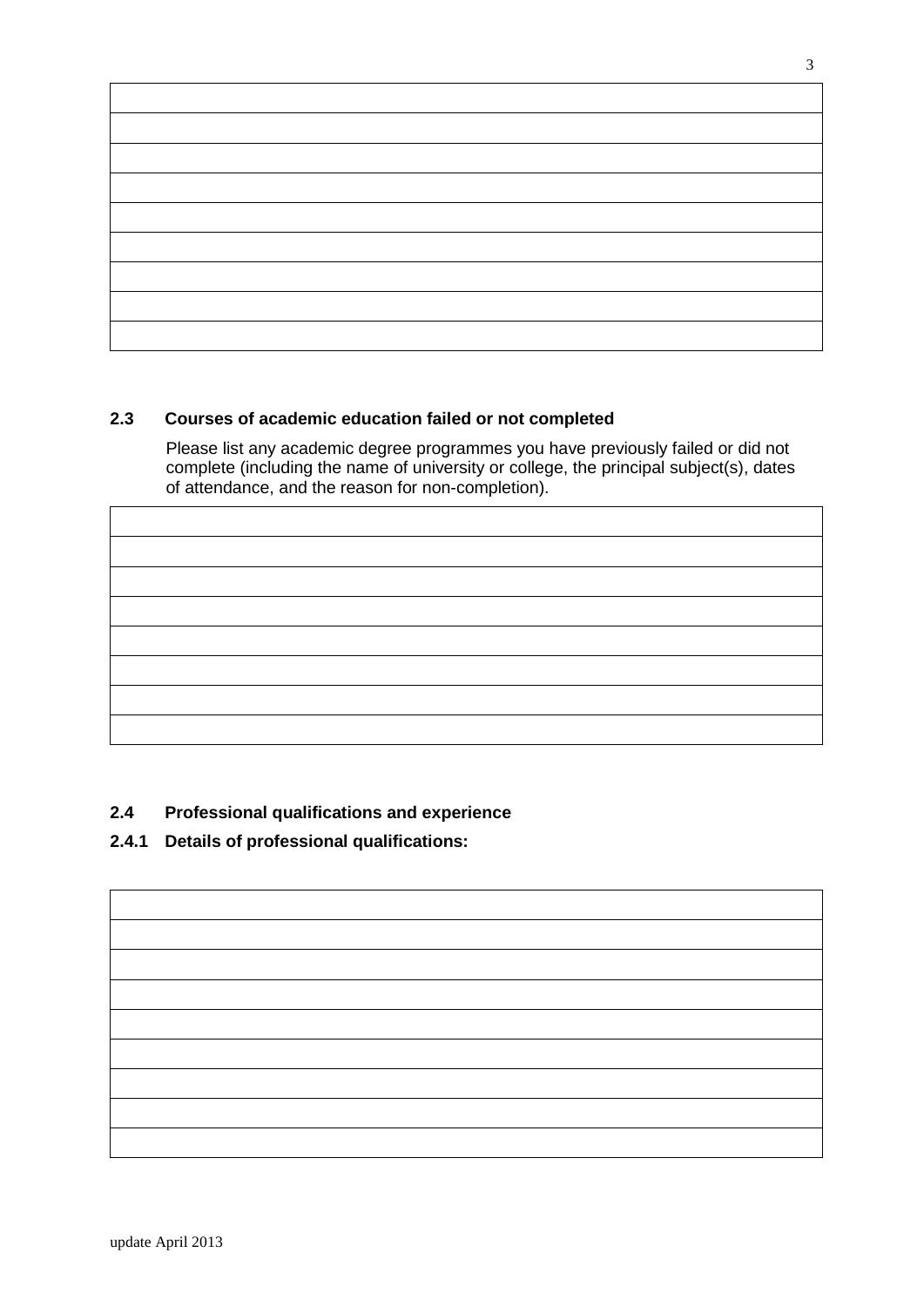| |
|---|
| |
| |
| |
| |
| |
| |
| |
| |

## 2.3 Courses of academic education failed or not completed

Please list any academic degree programmes you have previously failed or did not complete (including the name of university or college, the principal subject(s), dates of attendance, and the reason for non-completion).

| |
|---|
| |
| |
| |
| |
| |
| |
| |

## 2.4 Professional qualifications and experience

### 2.4.1 Details of professional qualifications:

| |
|---|
| |
| |
| |
| |
| |
| |
| |
| |

update April 2013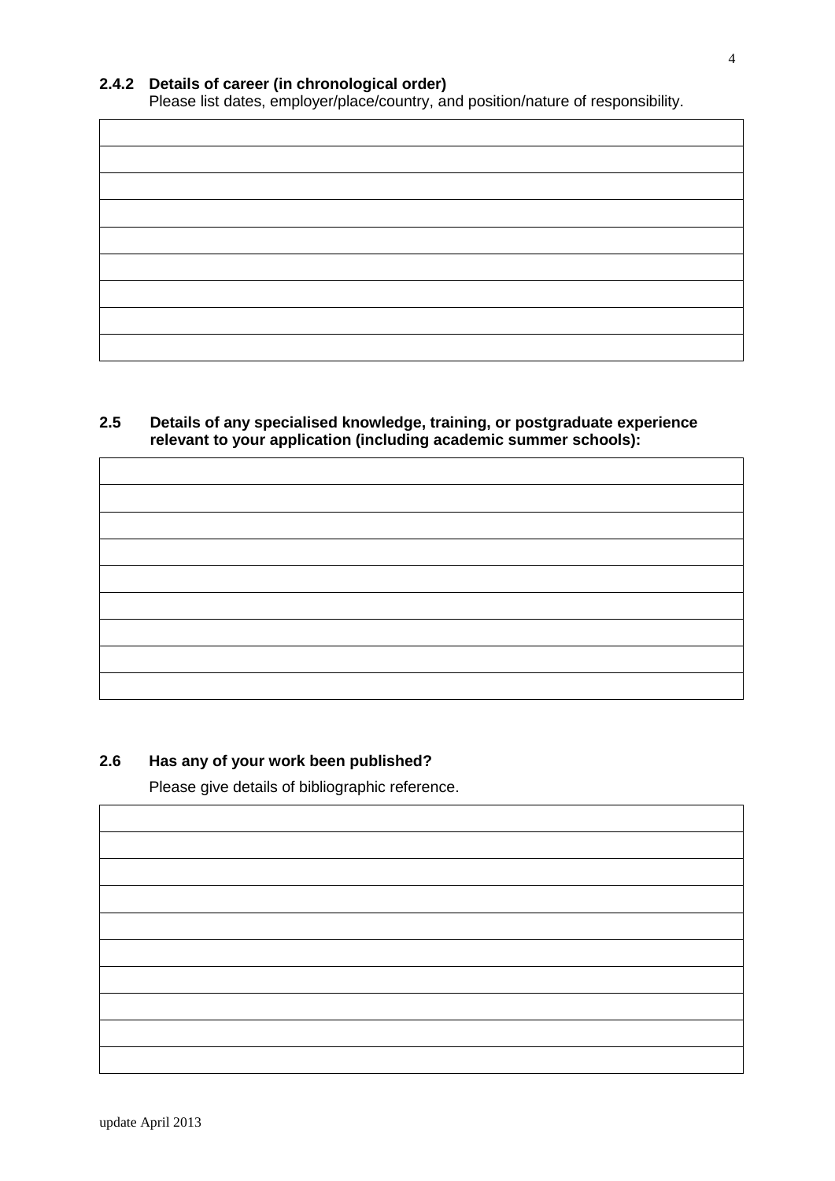### 2.4.2 Details of career (in chronological order)

Please list dates, employer/place/country, and position/nature of responsibility.

| |
|---|
| |
| |
| |
| |
| |
| |
| |
| |

### 2.5 Details of any specialised knowledge, training, or postgraduate experience relevant to your application (including academic summer schools):

| |
|---|
| |
| |
| |
| |
| |
| |
| |
| |

### 2.6 Has any of your work been published?

Please give details of bibliographic reference.

| |
|---|
| |
| |
| |
| |
| |
| |
| |
| |
| |

update April 2013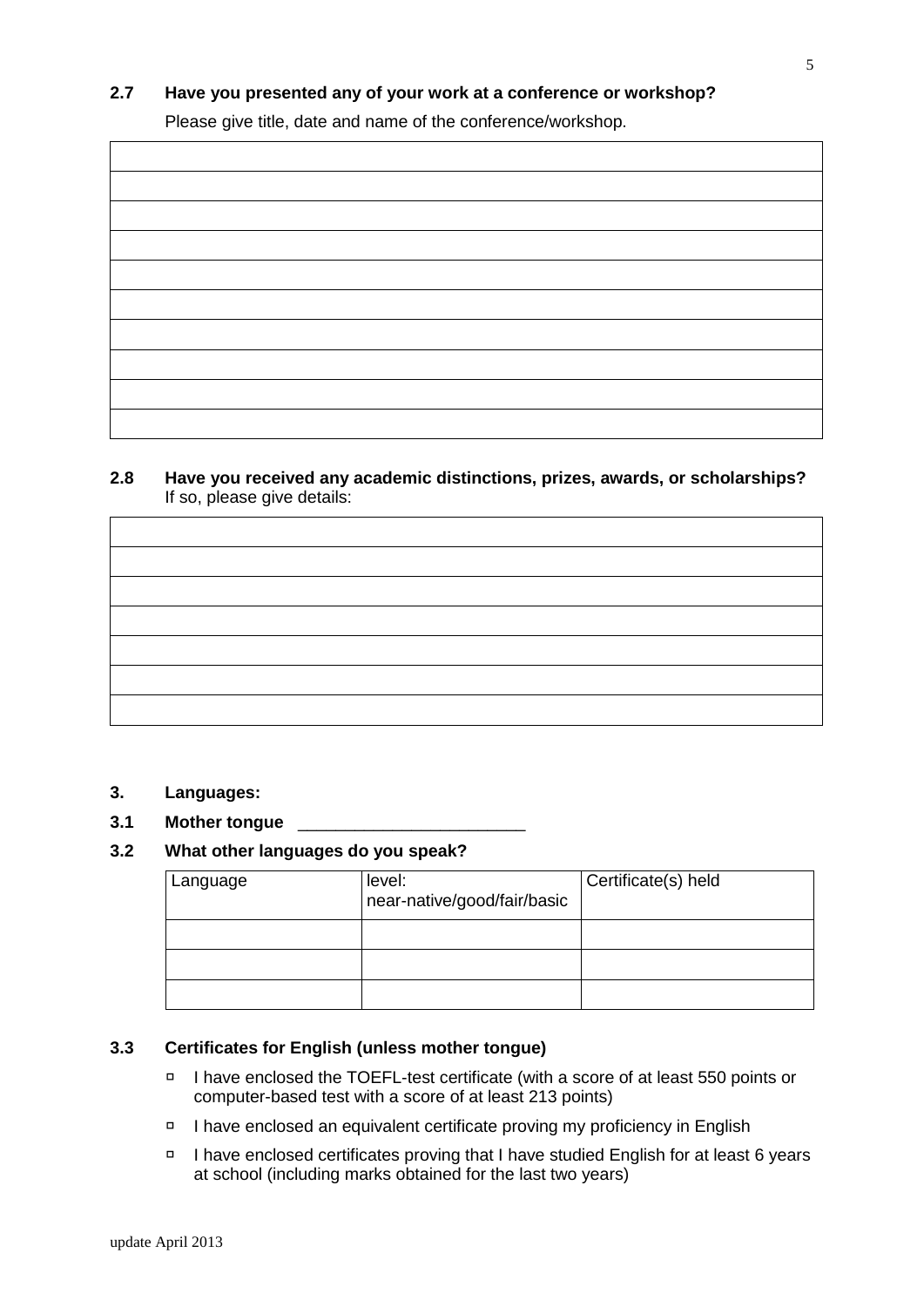**2.7 Have you presented any of your work at a conference or workshop?**

Please give title, date and name of the conference/workshop.

| |
|---|
| |
| |
| |
| |
| |
| |
| |
| |
| |

**2.8 Have you received any academic distinctions, prizes, awards, or scholarships?**
If so, please give details:

| |
|---|
| |
| |
| |
| |
| |
| |

**3. Languages:**

**3.1 Mother tongue** ________________________

**3.2 What other languages do you speak?**

| Language | level: near-native/good/fair/basic | Certificate(s) held |
|---|---|---|
| | | |
| | | |
| | | |

**3.3 Certificates for English (unless mother tongue)**

- ☐ I have enclosed the TOEFL-test certificate (with a score of at least 550 points or computer-based test with a score of at least 213 points)
- ☐ I have enclosed an equivalent certificate proving my proficiency in English
- ☐ I have enclosed certificates proving that I have studied English for at least 6 years at school (including marks obtained for the last two years)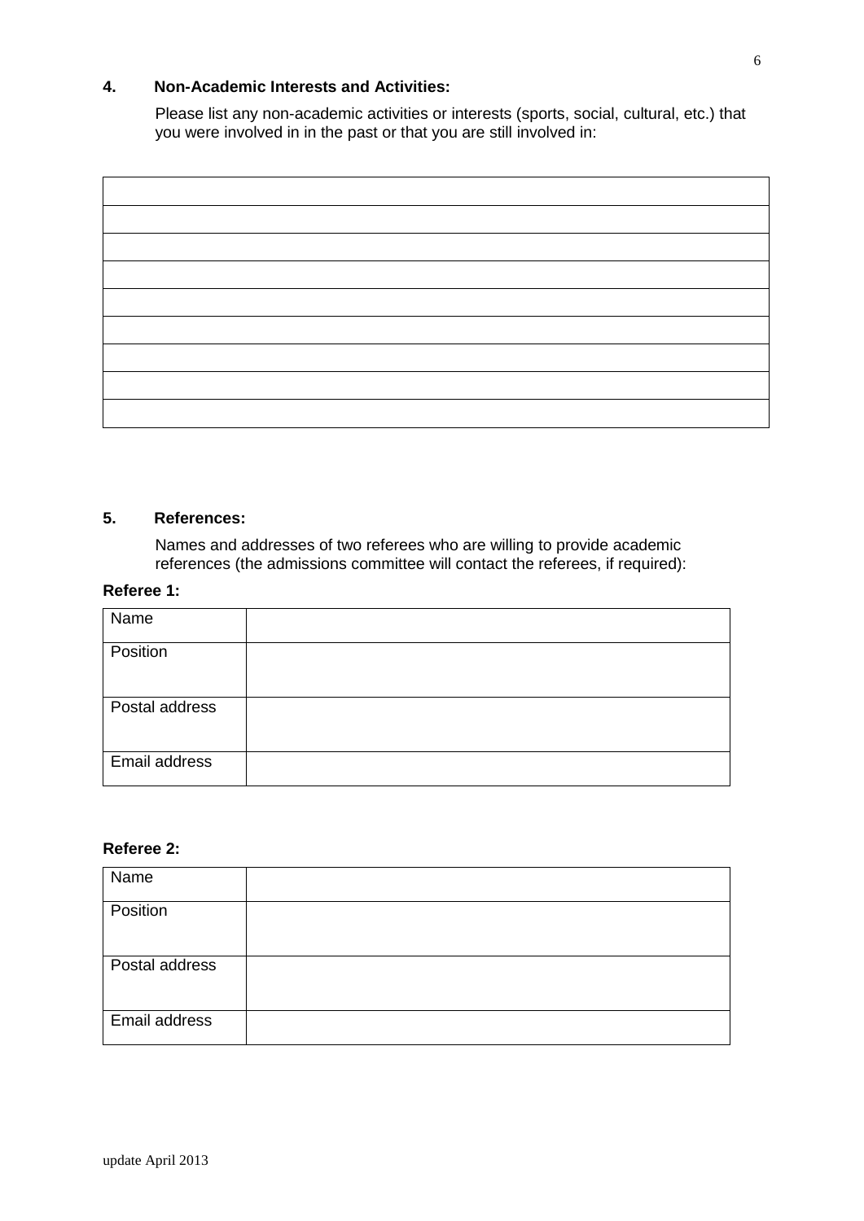## 4. Non-Academic Interests and Activities:

Please list any non-academic activities or interests (sports, social, cultural, etc.) that you were involved in in the past or that you are still involved in:

| |
|---|
| |
| |
| |
| |
| |
| |
| |
| |

## 5. References:

Names and addresses of two referees who are willing to provide academic references (the admissions committee will contact the referees, if required):

**Referee 1:**

| | |
|---|---|
| Name | |
| Position | |
| Postal address | |
| Email address | |

**Referee 2:**

| | |
|---|---|
| Name | |
| Position | |
| Postal address | |
| Email address | |

update April 2013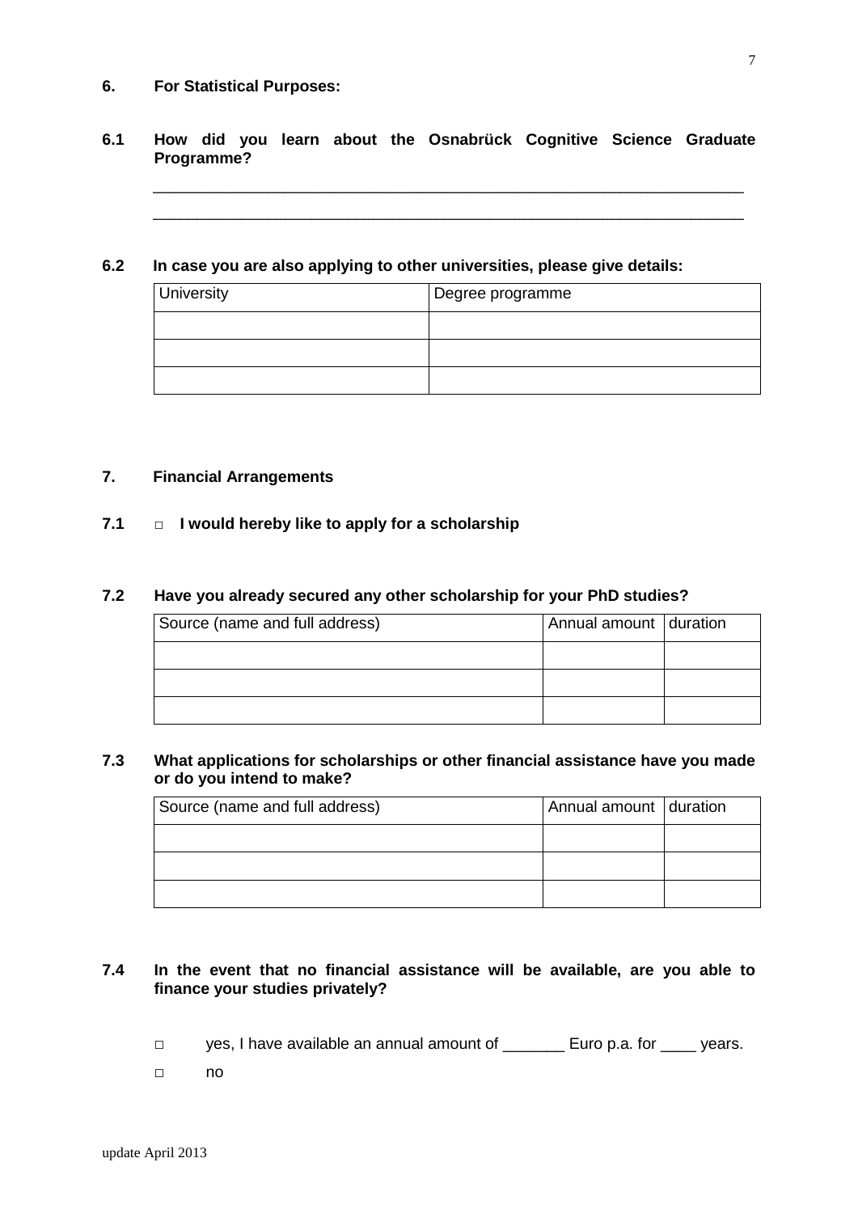## 6. For Statistical Purposes:

### 6.1 How did you learn about the Osnabrück Cognitive Science Graduate Programme?

______________________________________________________________________

______________________________________________________________________

### 6.2 In case you are also applying to other universities, please give details:

| University | Degree programme |
|---|---|
| | |
| | |
| | |

## 7. Financial Arrangements

### 7.1 □ I would hereby like to apply for a scholarship

### 7.2 Have you already secured any other scholarship for your PhD studies?

| Source (name and full address) | Annual amount | duration |
|---|---|---|
| | | |
| | | |
| | | |

### 7.3 What applications for scholarships or other financial assistance have you made or do you intend to make?

| Source (name and full address) | Annual amount | duration |
|---|---|---|
| | | |
| | | |
| | | |

### 7.4 In the event that no financial assistance will be available, are you able to finance your studies privately?

□ yes, I have available an annual amount of _______ Euro p.a. for ____ years.

□ no

update April 2013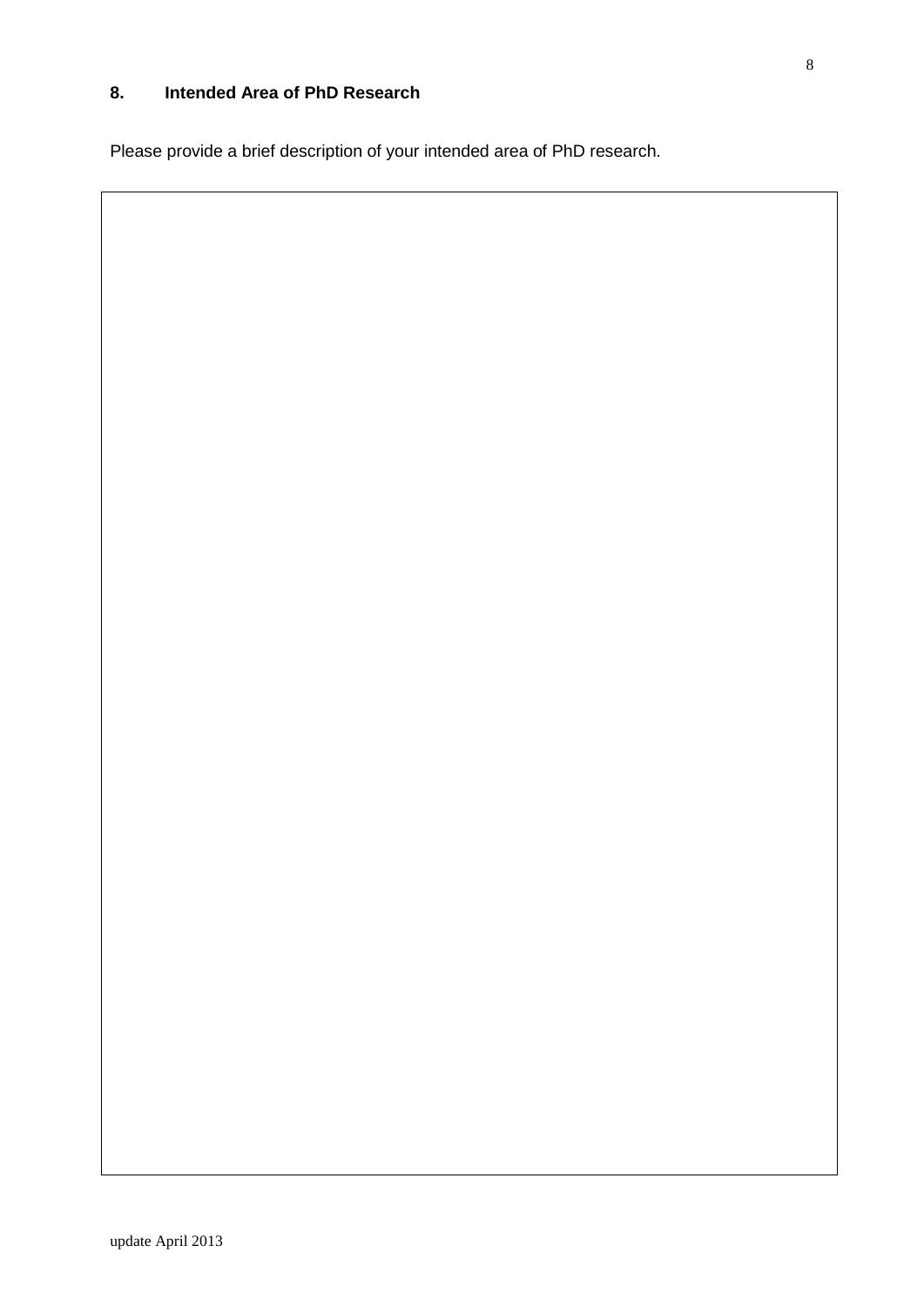## 8. Intended Area of PhD Research

Please provide a brief description of your intended area of PhD research.

| |
|---|
| |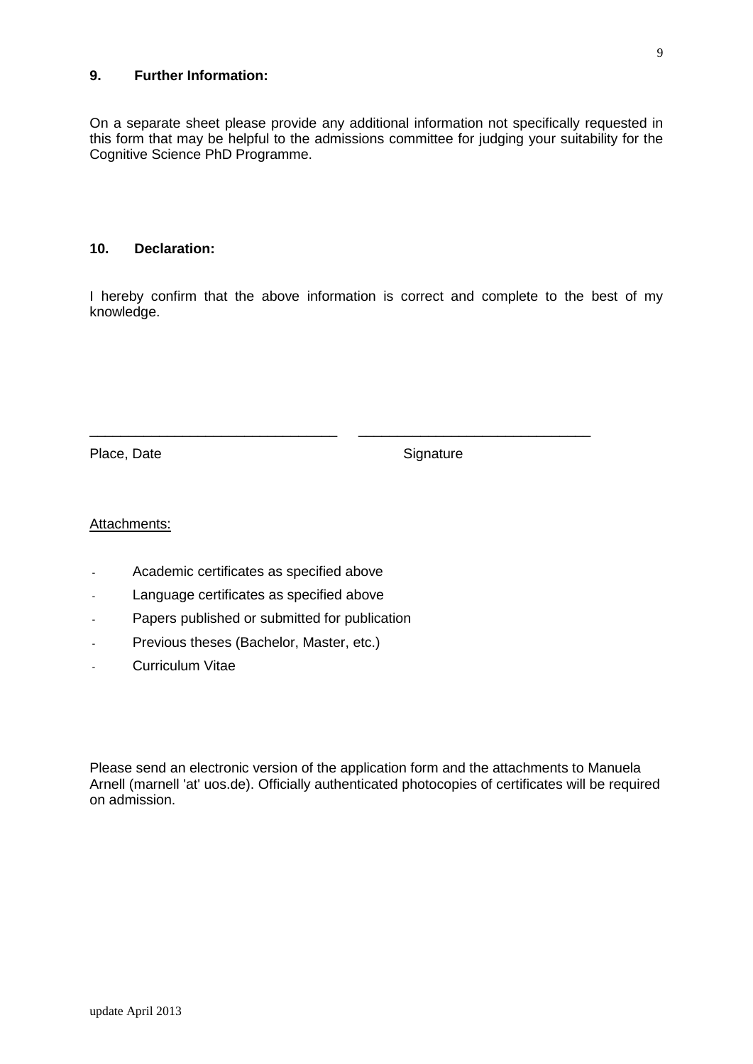## 9. Further Information:

On a separate sheet please provide any additional information not specifically requested in this form that may be helpful to the admissions committee for judging your suitability for the Cognitive Science PhD Programme.

## 10. Declaration:

I hereby confirm that the above information is correct and complete to the best of my knowledge.

\_\_\_\_\_\_\_\_\_\_\_\_\_\_\_\_\_\_\_\_\_\_\_\_\_\_\_\_\_\_\_\_ \_\_\_\_\_\_\_\_\_\_\_\_\_\_\_\_\_\_\_\_\_\_\_\_\_\_\_\_\_\_\_\_

Place, Date Signature

<u>Attachments:</u>

- Academic certificates as specified above
- Language certificates as specified above
- Papers published or submitted for publication
- Previous theses (Bachelor, Master, etc.)
- Curriculum Vitae

Please send an electronic version of the application form and the attachments to Manuela Arnell (marnell 'at' uos.de). Officially authenticated photocopies of certificates will be required on admission.

update April 2013